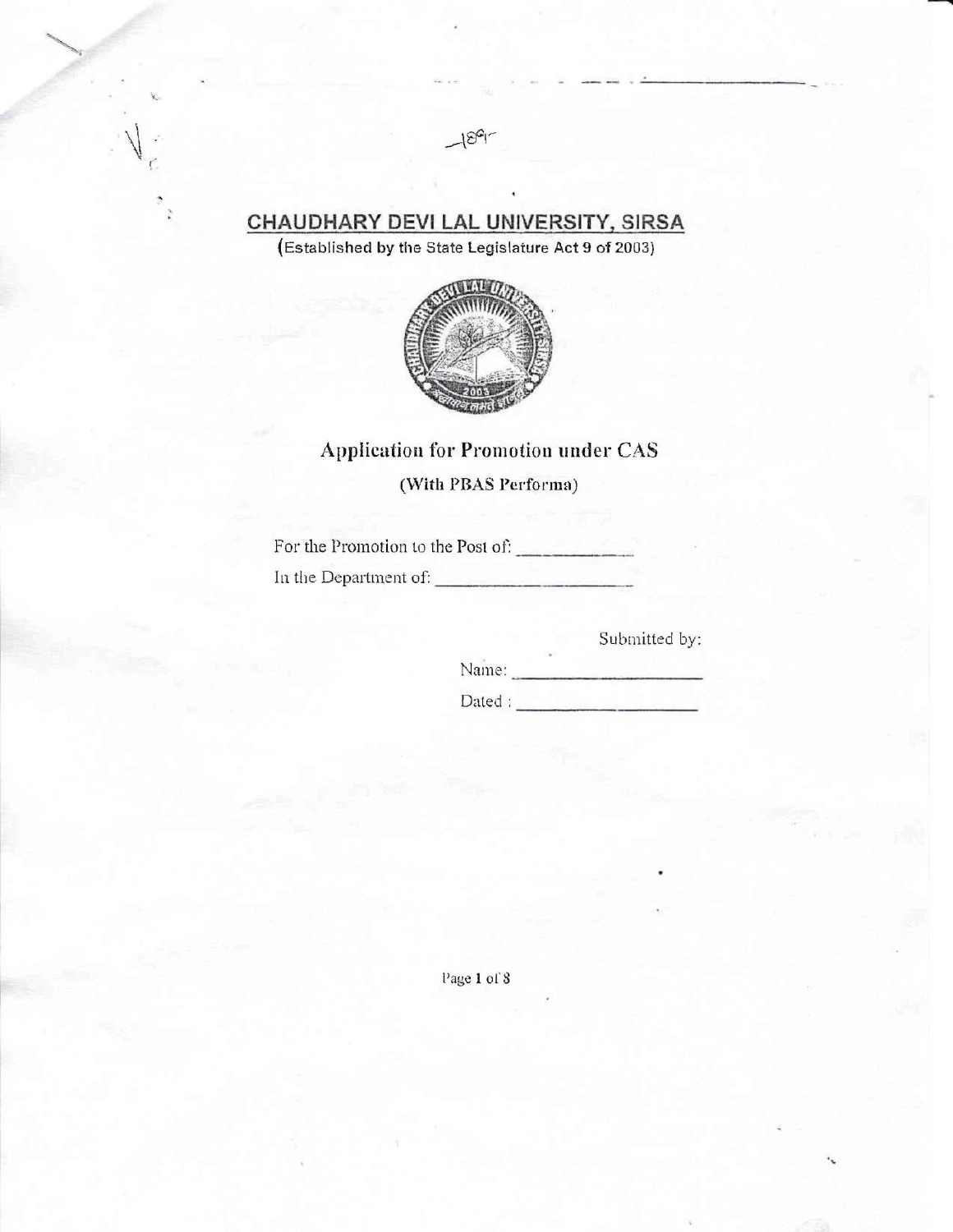# CHAUDHARY DEVI LAL UNIVERSITY, SIRSA

(Established by the State Legislature Act 9 of 2003)

## Application for Promotion under CAS

**(With PBAS Performa)**

For the Promotion to the Post of: ___________

In the Department of: ______________________

Submitted by:

Name: ______________________

Dated : ______________________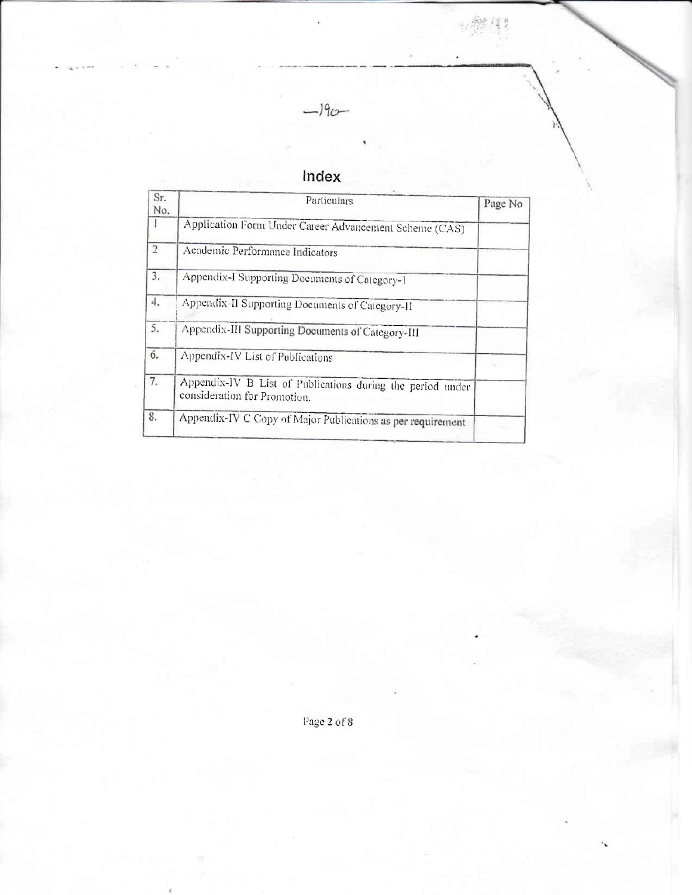# Index

| Sr. No. | Particulars | Page No |
| --- | --- | --- |
| 1 | Application Form Under Career Advancement Scheme (CAS) | |
| 2 | Academic Performance Indicators | |
| 3. | Appendix-I Supporting Documents of Category-I | |
| 4. | Appendix-II Supporting Documents of Category-II | |
| 5. | Appendix-III Supporting Documents of Category-III | |
| 6. | Appendix-IV List of Publications | |
| 7. | Appendix-IV B List of Publications during the period under consideration for Promotion. | |
| 8. | Appendix-IV C Copy of Major Publications as per requirement | |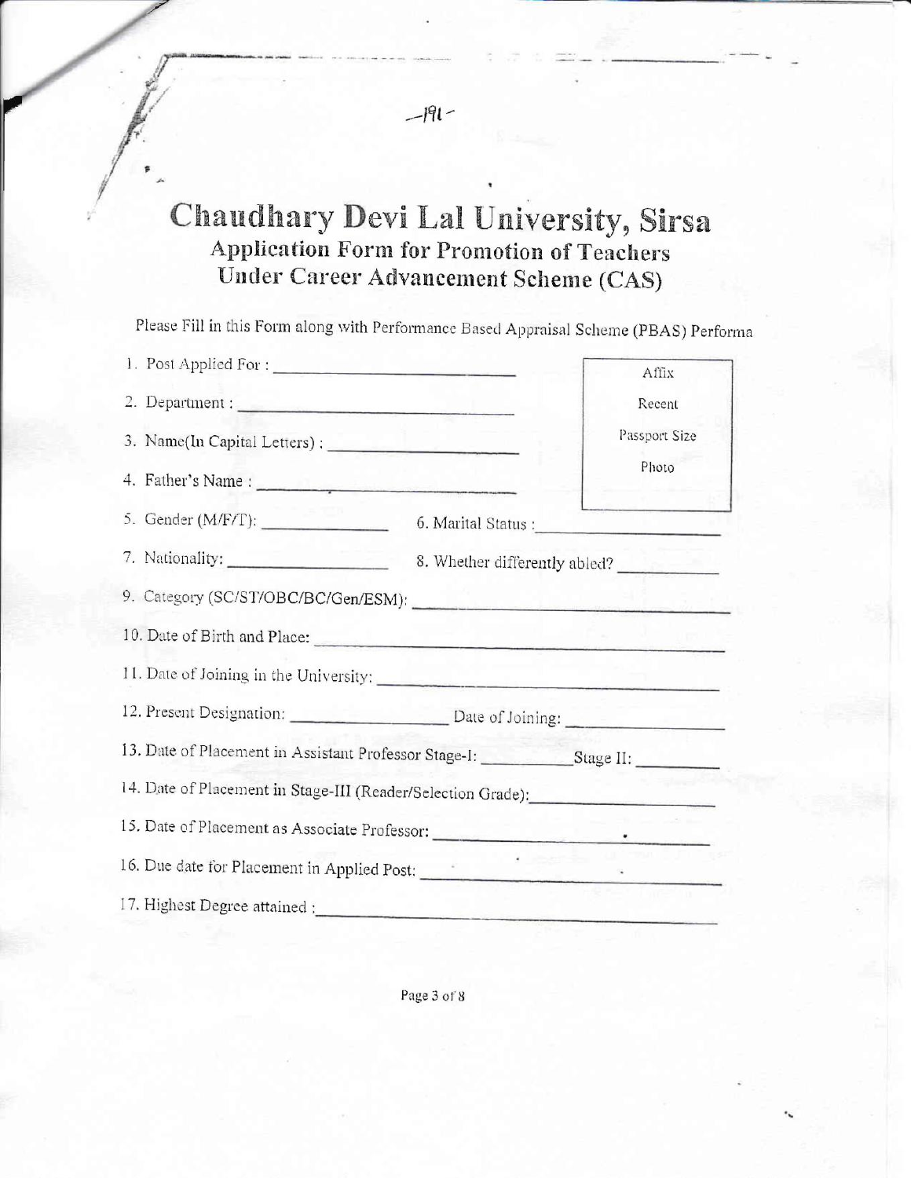# Chaudhary Devi Lal University, Sirsa

## Application Form for Promotion of Teachers Under Career Advancement Scheme (CAS)

Please Fill in this Form along with Performance Based Appraisal Scheme (PBAS) Performa

| Affix Recent Passport Size Photo |
|---|

1. Post Applied For : ____________________
2. Department : ____________________
3. Name(In Capital Letters) : ____________________
4. Father's Name : ____________________
5. Gender (M/F/T): ____________ 6. Marital Status : ____________
7. Nationality: ____________ 8. Whether differently abled? ____________
9. Category (SC/ST/OBC/BC/Gen/ESM): ____________________
10. Date of Birth and Place: ____________________
11. Date of Joining in the University: ____________________
12. Present Designation: ____________ Date of Joining: ____________
13. Date of Placement in Assistant Professor Stage-I: ________ Stage II: ________
14. Date of Placement in Stage-III (Reader/Selection Grade): ____________
15. Date of Placement as Associate Professor: ____________
16. Due date for Placement in Applied Post: ____________
17. Highest Degree attained : ____________________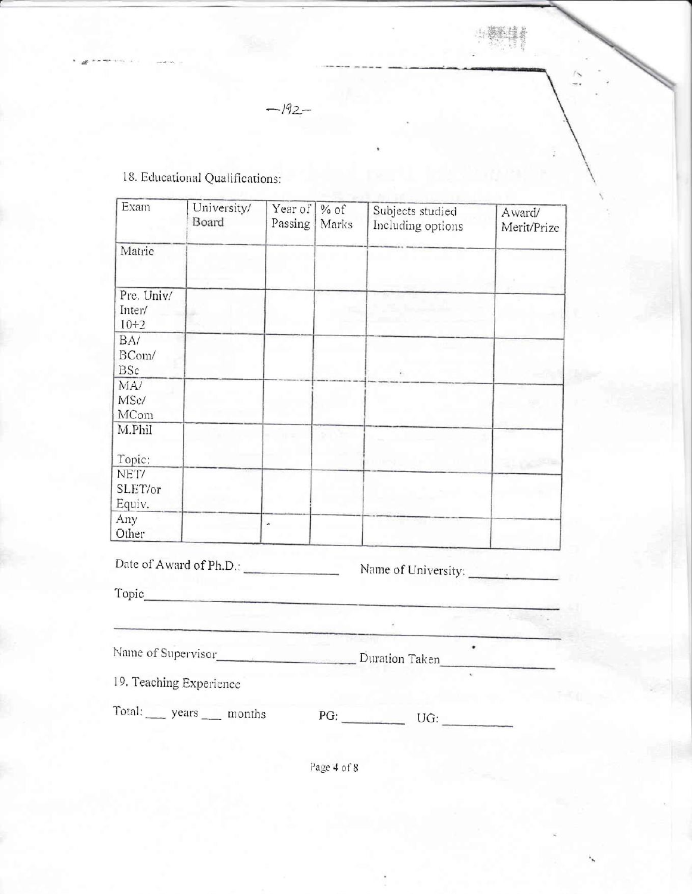18. Educational Qualifications:

| Exam | University/ Board | Year of Passing | % of Marks | Subjects studied Including options | Award/ Merit/Prize |
|---|---|---|---|---|---|
| Matric | | | | | |
| Pre. Univ/ Inter/ 10+2 | | | | | |
| BA/ BCom/ BSc | | | | | |
| MA/ MSc/ MCom | | | | | |
| M.Phil<br><br>Topic: | | | | | |
| NET/ SLET/or Equiv. | | | | | |
| Any Other | | | | | |

Date of Award of Ph.D.: ______________ Name of University: ____________

Topic____________________________________________________________

__________________________________________________________________

Name of Supervisor____________________ Duration Taken________________

19. Teaching Experience

Total: ___ years ___ months PG: _________ UG: __________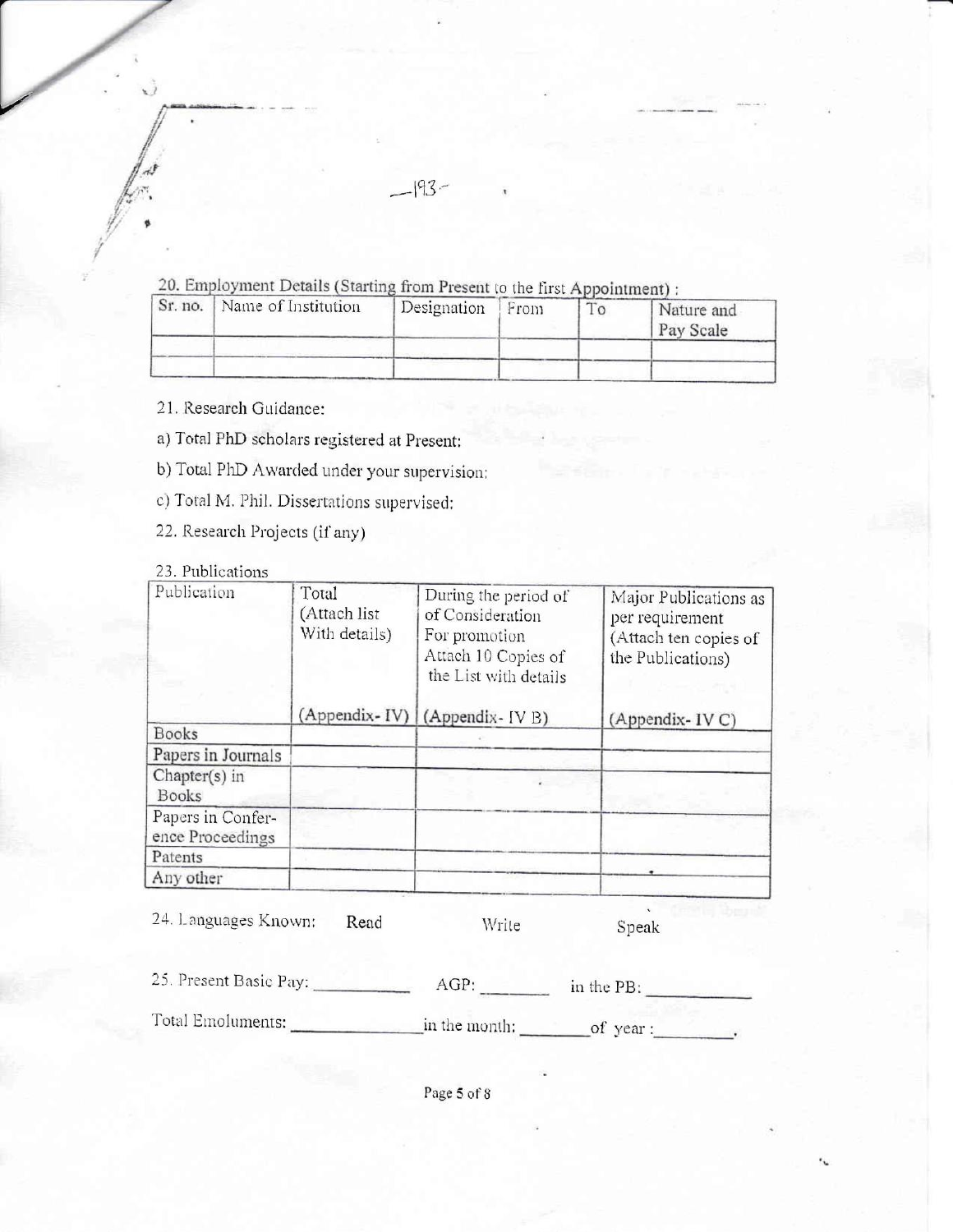20. Employment Details (Starting from Present to the first Appointment) :

| Sr. no. | Name of Institution | Designation | From | To | Nature and Pay Scale |
|---|---|---|---|---|---|
| | | | | | |
| | | | | | |

21. Research Guidance:

a) Total PhD scholars registered at Present:

b) Total PhD Awarded under your supervision:

c) Total M. Phil. Dissertations supervised:

22. Research Projects (if any)

23. Publications

| Publication | Total (Attach list With details) (Appendix- IV) | During the period of of Consideration For promotion Attach 10 Copies of the List with details (Appendix- IV B) | Major Publications as per requirement (Attach ten copies of the Publications) (Appendix- IV C) |
|---|---|---|---|
| Books | | | |
| Papers in Journals | | | |
| Chapter(s) in Books | | | |
| Papers in Conference Proceedings | | | |
| Patents | | | |
| Any other | | | |

24. Languages Known: Read Write Speak

25. Present Basic Pay: __________ AGP: ________ in the PB: ___________

Total Emoluments: ______________ in the month: ________ of year : ________.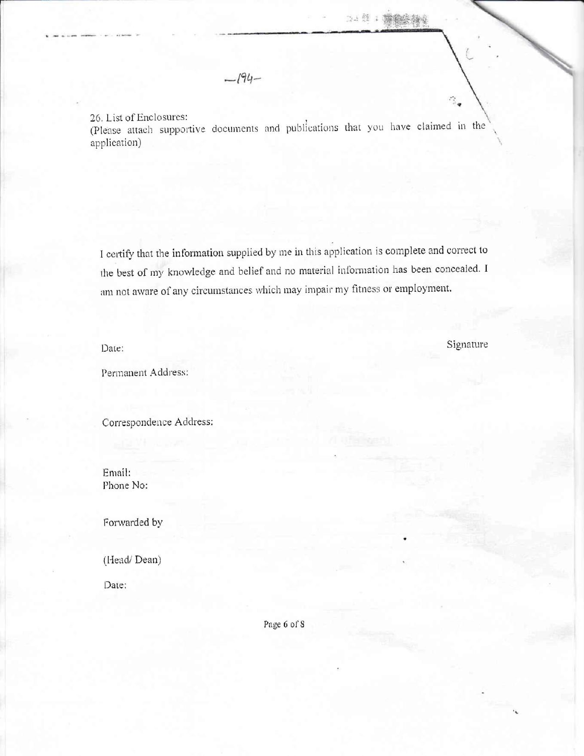26. List of Enclosures:
(Please attach supportive documents and publications that you have claimed in the application)

I certify that the information supplied by me in this application is complete and correct to the best of my knowledge and belief and no material information has been concealed. I am not aware of any circumstances which may impair my fitness or employment.

Date:

Signature

Permanent Address:

Correspondence Address:

Email:
Phone No:

Forwarded by

(Head/ Dean)

Date: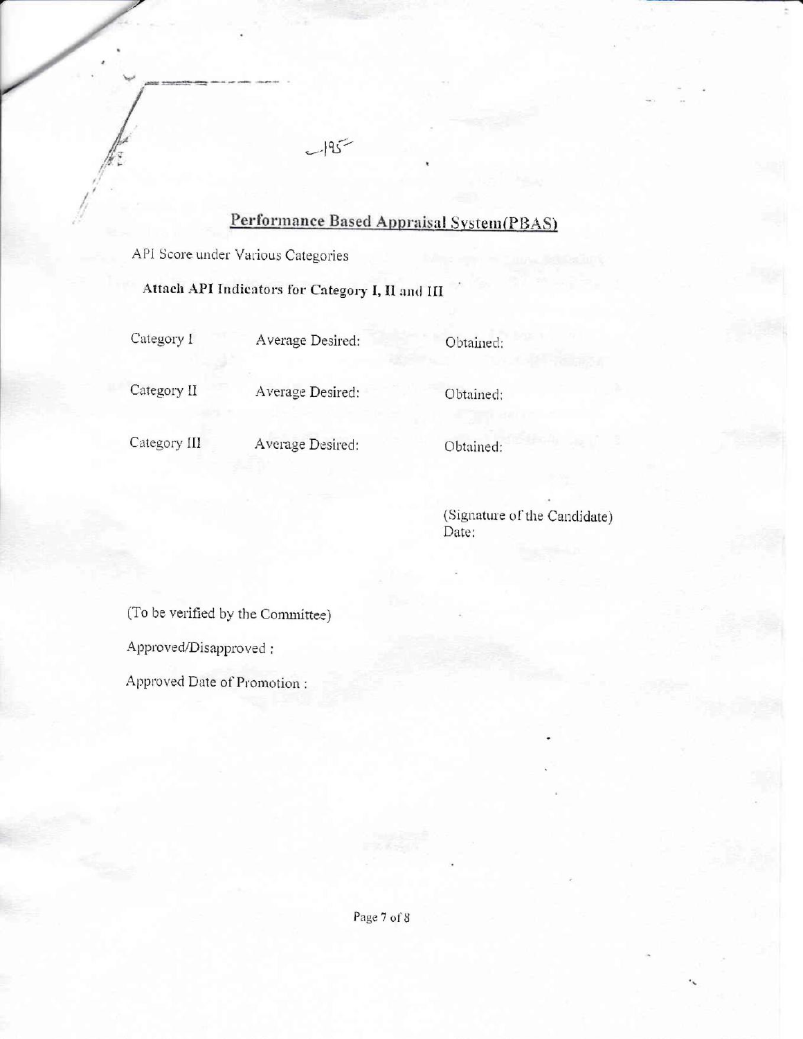## Performance Based Appraisal System(PBAS)

API Score under Various Categories

**Attach API Indicators for Category I, II and III**

| | | |
|---|---|---|
| Category I | Average Desired: | Obtained: |
| Category II | Average Desired: | Obtained: |
| Category III | Average Desired: | Obtained: |

(Signature of the Candidate)
Date:

(To be verified by the Committee)

Approved/Disapproved :

Approved Date of Promotion :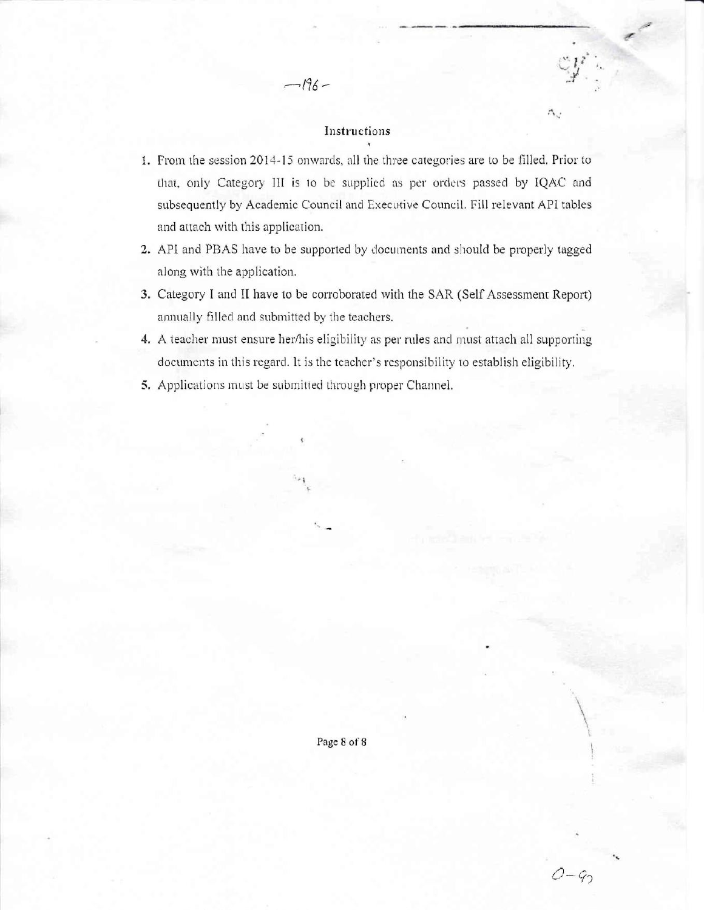## Instructions

1. From the session 2014-15 onwards, all the three categories are to be filled. Prior to that, only Category III is to be supplied as per orders passed by IQAC and subsequently by Academic Council and Executive Council. Fill relevant API tables and attach with this application.
2. API and PBAS have to be supported by documents and should be properly tagged along with the application.
3. Category I and II have to be corroborated with the SAR (Self Assessment Report) annually filled and submitted by the teachers.
4. A teacher must ensure her/his eligibility as per rules and must attach all supporting documents in this regard. It is the teacher's responsibility to establish eligibility.
5. Applications must be submitted through proper Channel.